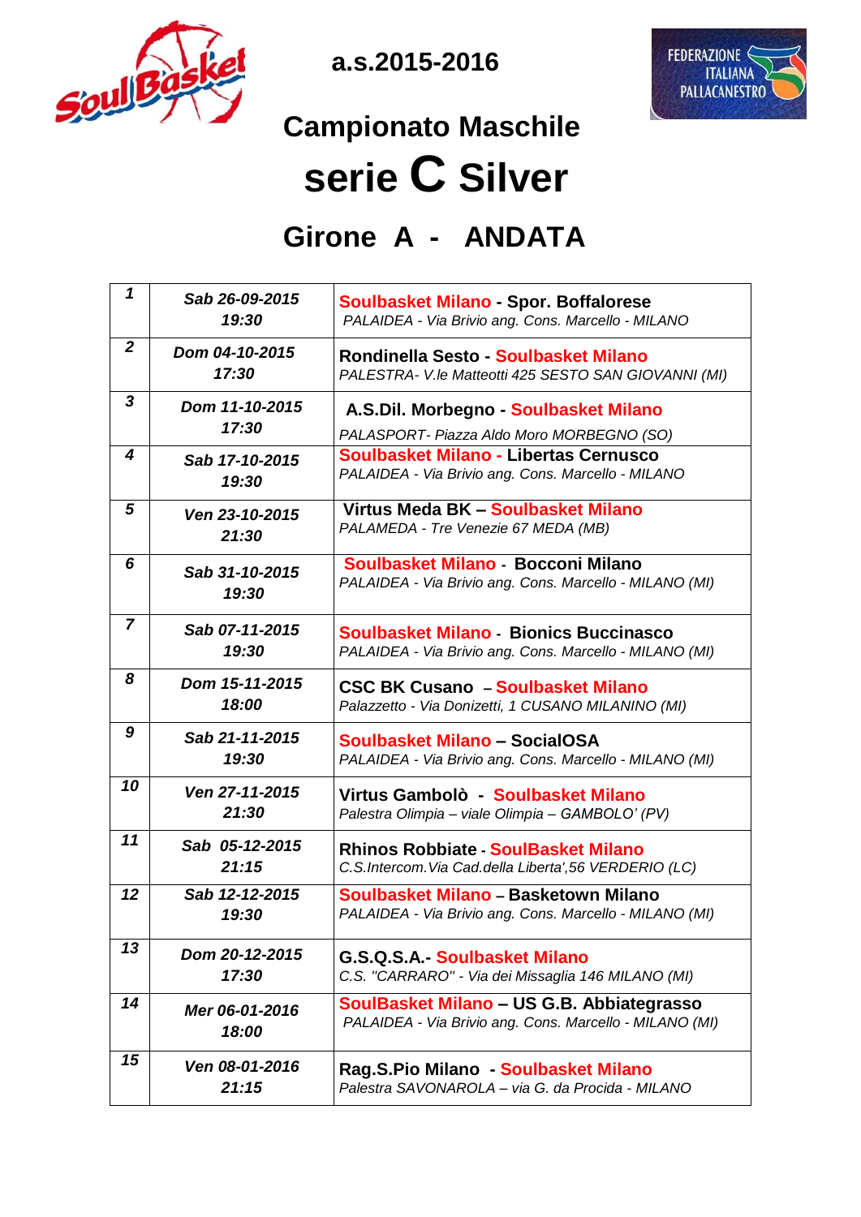a.s.2015-2016

# Campionato Maschile

# serie C Silver

## Girone A - ANDATA

| | | |
|---|---|---|
| *1* | *Sab 26-09-2015 19:30* | **Soulbasket Milano - Spor. Boffalorese** *PALAIDEA - Via Brivio ang. Cons. Marcello - MILANO* |
| *2* | *Dom 04-10-2015 17:30* | **Rondinella Sesto - Soulbasket Milano** *PALESTRA- V.le Matteotti 425 SESTO SAN GIOVANNI (MI)* |
| *3* | *Dom 11-10-2015 17:30* | **A.S.Dil. Morbegno - Soulbasket Milano** *PALASPORT- Piazza Aldo Moro MORBEGNO (SO)* |
| *4* | *Sab 17-10-2015 19:30* | **Soulbasket Milano - Libertas Cernusco** *PALAIDEA - Via Brivio ang. Cons. Marcello - MILANO* |
| *5* | *Ven 23-10-2015 21:30* | **Virtus Meda BK – Soulbasket Milano** *PALAMEDA - Tre Venezie 67 MEDA (MB)* |
| *6* | *Sab 31-10-2015 19:30* | **Soulbasket Milano - Bocconi Milano** *PALAIDEA - Via Brivio ang. Cons. Marcello - MILANO (MI)* |
| *7* | *Sab 07-11-2015 19:30* | **Soulbasket Milano - Bionics Buccinasco** *PALAIDEA - Via Brivio ang. Cons. Marcello - MILANO (MI)* |
| *8* | *Dom 15-11-2015 18:00* | **CSC BK Cusano – Soulbasket Milano** *Palazzetto - Via Donizetti, 1 CUSANO MILANINO (MI)* |
| *9* | *Sab 21-11-2015 19:30* | **Soulbasket Milano – SocialOSA** *PALAIDEA - Via Brivio ang. Cons. Marcello - MILANO (MI)* |
| *10* | *Ven 27-11-2015 21:30* | **Virtus Gambolò - Soulbasket Milano** *Palestra Olimpia – viale Olimpia – GAMBOLO' (PV)* |
| *11* | *Sab 05-12-2015 21:15* | **Rhinos Robbiate - SoulBasket Milano** *C.S.Intercom.Via Cad.della Liberta',56 VERDERIO (LC)* |
| *12* | *Sab 12-12-2015 19:30* | **Soulbasket Milano – Basketown Milano** *PALAIDEA - Via Brivio ang. Cons. Marcello - MILANO (MI)* |
| *13* | *Dom 20-12-2015 17:30* | **G.S.Q.S.A.- Soulbasket Milano** *C.S. "CARRARO" - Via dei Missaglia 146 MILANO (MI)* |
| *14* | *Mer 06-01-2016 18:00* | **SoulBasket Milano – US G.B. Abbiategrasso** *PALAIDEA - Via Brivio ang. Cons. Marcello - MILANO (MI)* |
| *15* | *Ven 08-01-2016 21:15* | **Rag.S.Pio Milano - Soulbasket Milano** *Palestra SAVONAROLA – via G. da Procida - MILANO* |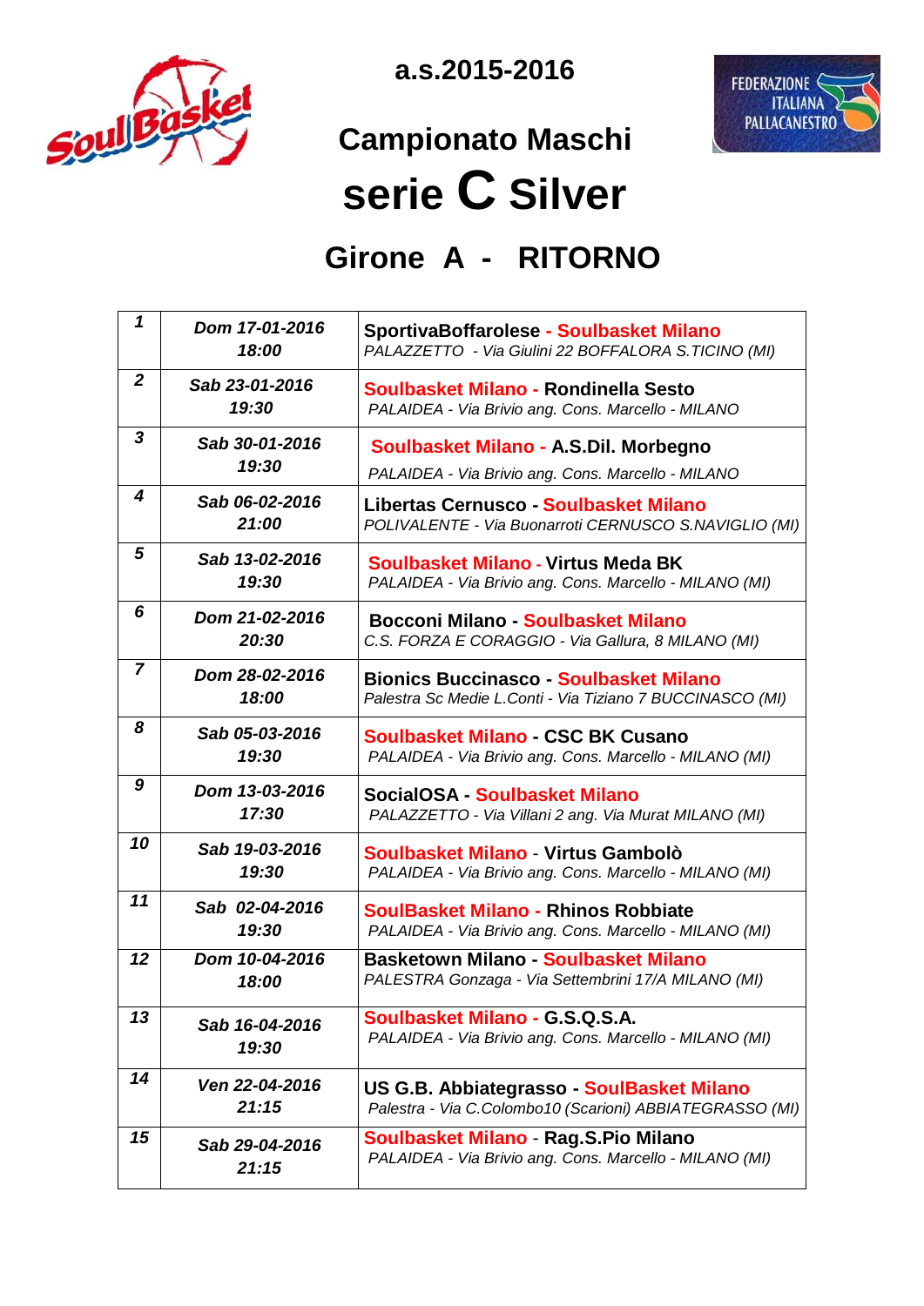a.s.2015-2016

# Campionato Maschi

# serie C Silver

## Girone A - RITORNO

| | | |
|---|---|---|
| *1* | *Dom 17-01-2016 18:00* | **SportivaBoffarolese - Soulbasket Milano**<br>*PALAZZETTO - Via Giulini 22 BOFFALORA S.TICINO (MI)* |
| *2* | *Sab 23-01-2016 19:30* | **Soulbasket Milano - Rondinella Sesto**<br>*PALAIDEA - Via Brivio ang. Cons. Marcello - MILANO* |
| *3* | *Sab 30-01-2016 19:30* | **Soulbasket Milano - A.S.Dil. Morbegno**<br>*PALAIDEA - Via Brivio ang. Cons. Marcello - MILANO* |
| *4* | *Sab 06-02-2016 21:00* | **Libertas Cernusco - Soulbasket Milano**<br>*POLIVALENTE - Via Buonarroti CERNUSCO S.NAVIGLIO (MI)* |
| *5* | *Sab 13-02-2016 19:30* | **Soulbasket Milano - Virtus Meda BK**<br>*PALAIDEA - Via Brivio ang. Cons. Marcello - MILANO (MI)* |
| *6* | *Dom 21-02-2016 20:30* | **Bocconi Milano - Soulbasket Milano**<br>*C.S. FORZA E CORAGGIO - Via Gallura, 8 MILANO (MI)* |
| *7* | *Dom 28-02-2016 18:00* | **Bionics Buccinasco - Soulbasket Milano**<br>*Palestra Sc Medie L.Conti - Via Tiziano 7 BUCCINASCO (MI)* |
| *8* | *Sab 05-03-2016 19:30* | **Soulbasket Milano - CSC BK Cusano**<br>*PALAIDEA - Via Brivio ang. Cons. Marcello - MILANO (MI)* |
| *9* | *Dom 13-03-2016 17:30* | **SocialOSA - Soulbasket Milano**<br>*PALAZZETTO - Via Villani 2 ang. Via Murat MILANO (MI)* |
| *10* | *Sab 19-03-2016 19:30* | **Soulbasket Milano - Virtus Gambolò**<br>*PALAIDEA - Via Brivio ang. Cons. Marcello - MILANO (MI)* |
| *11* | *Sab 02-04-2016 19:30* | **SoulBasket Milano - Rhinos Robbiate**<br>*PALAIDEA - Via Brivio ang. Cons. Marcello - MILANO (MI)* |
| *12* | *Dom 10-04-2016 18:00* | **Basketown Milano - Soulbasket Milano**<br>*PALESTRA Gonzaga - Via Settembrini 17/A MILANO (MI)* |
| *13* | *Sab 16-04-2016 19:30* | **Soulbasket Milano - G.S.Q.S.A.**<br>*PALAIDEA - Via Brivio ang. Cons. Marcello - MILANO (MI)* |
| *14* | *Ven 22-04-2016 21:15* | **US G.B. Abbiategrasso - SoulBasket Milano**<br>*Palestra - Via C.Colombo10 (Scarioni) ABBIATEGRASSO (MI)* |
| *15* | *Sab 29-04-2016 21:15* | **Soulbasket Milano - Rag.S.Pio Milano**<br>*PALAIDEA - Via Brivio ang. Cons. Marcello - MILANO (MI)* |